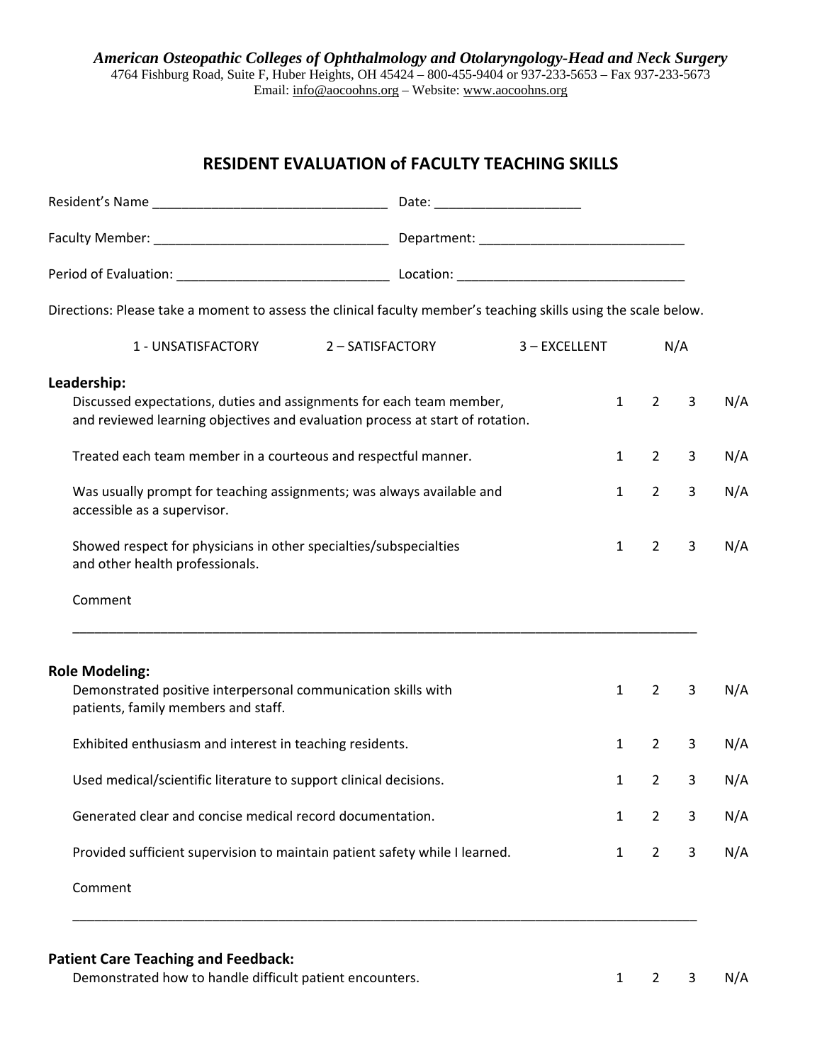*American Osteopathic Colleges of Ophthalmology and Otolaryngology-Head and Neck Surgery*
4764 Fishburg Road, Suite F, Huber Heights, OH 45424 – 800-455-9404 or 937-233-5653 – Fax 937-233-5673
Email: info@aocoohns.org – Website: www.aocoohns.org

## RESIDENT EVALUATION of FACULTY TEACHING SKILLS

Resident's Name ________________________________ Date: ____________________

Faculty Member: ________________________________ Department: ____________________________

Period of Evaluation: _____________________________ Location: ________________________________

Directions: Please take a moment to assess the clinical faculty member's teaching skills using the scale below.

1 - UNSATISFACTORY    2 – SATISFACTORY    3 – EXCELLENT    N/A

**Leadership:**

| Item | | | | |
|---|---|---|---|---|
| Discussed expectations, duties and assignments for each team member, and reviewed learning objectives and evaluation process at start of rotation. | 1 | 2 | 3 | N/A |
| Treated each team member in a courteous and respectful manner. | 1 | 2 | 3 | N/A |
| Was usually prompt for teaching assignments; was always available and accessible as a supervisor. | 1 | 2 | 3 | N/A |
| Showed respect for physicians in other specialties/subspecialties and other health professionals. | 1 | 2 | 3 | N/A |

Comment

_____________________________________________________________________________________

**Role Modeling:**

| Item | | | | |
|---|---|---|---|---|
| Demonstrated positive interpersonal communication skills with patients, family members and staff. | 1 | 2 | 3 | N/A |
| Exhibited enthusiasm and interest in teaching residents. | 1 | 2 | 3 | N/A |
| Used medical/scientific literature to support clinical decisions. | 1 | 2 | 3 | N/A |
| Generated clear and concise medical record documentation. | 1 | 2 | 3 | N/A |
| Provided sufficient supervision to maintain patient safety while I learned. | 1 | 2 | 3 | N/A |

Comment

_____________________________________________________________________________________

**Patient Care Teaching and Feedback:**

| Item | | | | |
|---|---|---|---|---|
| Demonstrated how to handle difficult patient encounters. | 1 | 2 | 3 | N/A |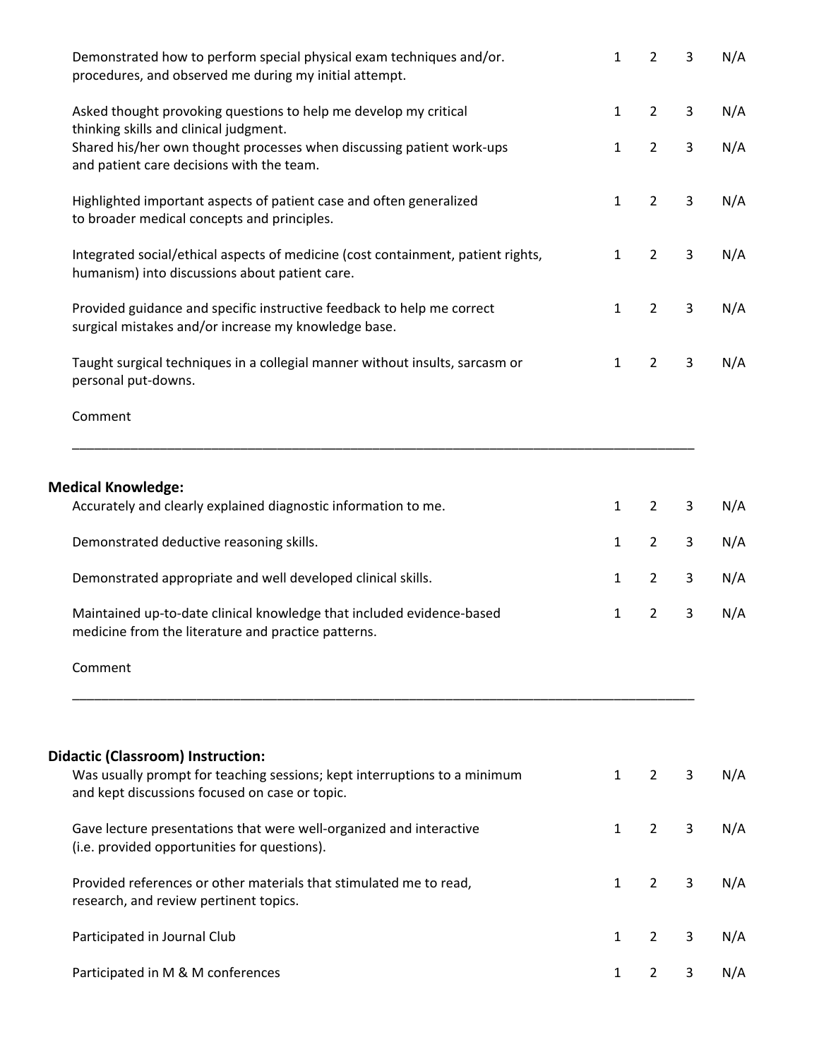| | | | | |
|---|---|---|---|---|
| Demonstrated how to perform special physical exam techniques and/or. procedures, and observed me during my initial attempt. | 1 | 2 | 3 | N/A |
| Asked thought provoking questions to help me develop my critical thinking skills and clinical judgment. | 1 | 2 | 3 | N/A |
| Shared his/her own thought processes when discussing patient work-ups and patient care decisions with the team. | 1 | 2 | 3 | N/A |
| Highlighted important aspects of patient case and often generalized to broader medical concepts and principles. | 1 | 2 | 3 | N/A |
| Integrated social/ethical aspects of medicine (cost containment, patient rights, humanism) into discussions about patient care. | 1 | 2 | 3 | N/A |
| Provided guidance and specific instructive feedback to help me correct surgical mistakes and/or increase my knowledge base. | 1 | 2 | 3 | N/A |
| Taught surgical techniques in a collegial manner without insults, sarcasm or personal put-downs. | 1 | 2 | 3 | N/A |

Comment

______________________________________________________________________________________

**Medical Knowledge:**

| | | | | |
|---|---|---|---|---|
| Accurately and clearly explained diagnostic information to me. | 1 | 2 | 3 | N/A |
| Demonstrated deductive reasoning skills. | 1 | 2 | 3 | N/A |
| Demonstrated appropriate and well developed clinical skills. | 1 | 2 | 3 | N/A |
| Maintained up-to-date clinical knowledge that included evidence-based medicine from the literature and practice patterns. | 1 | 2 | 3 | N/A |

Comment

______________________________________________________________________________________

**Didactic (Classroom) Instruction:**

| | | | | |
|---|---|---|---|---|
| Was usually prompt for teaching sessions; kept interruptions to a minimum and kept discussions focused on case or topic. | 1 | 2 | 3 | N/A |
| Gave lecture presentations that were well-organized and interactive (i.e. provided opportunities for questions). | 1 | 2 | 3 | N/A |
| Provided references or other materials that stimulated me to read, research, and review pertinent topics. | 1 | 2 | 3 | N/A |
| Participated in Journal Club | 1 | 2 | 3 | N/A |
| Participated in M & M conferences | 1 | 2 | 3 | N/A |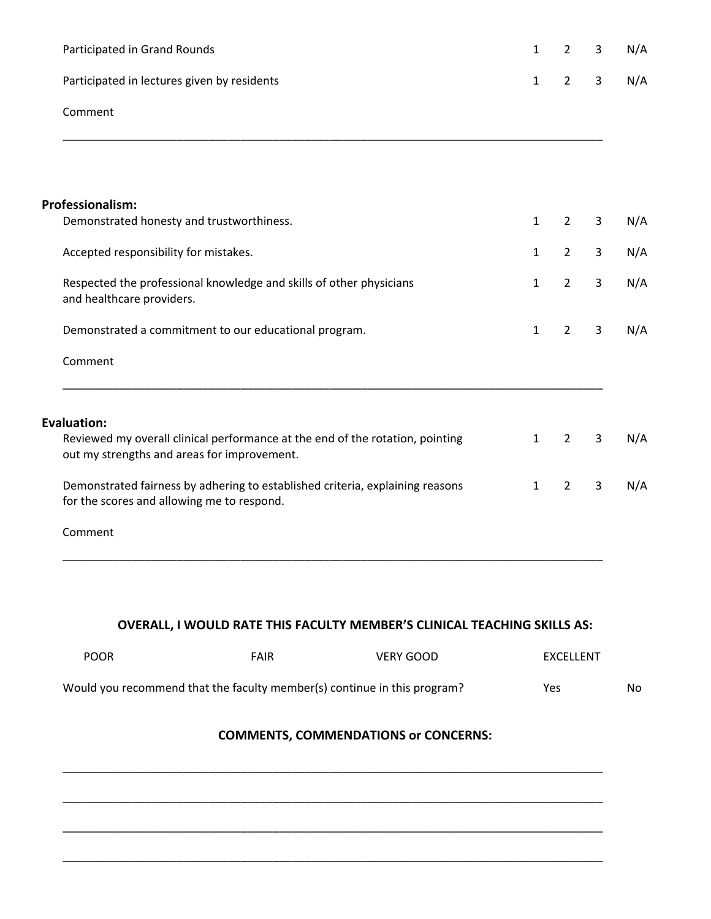| | | | | |
|---|---|---|---|---|
| Participated in Grand Rounds | 1 | 2 | 3 | N/A |
| Participated in lectures given by residents | 1 | 2 | 3 | N/A |

Comment

\_\_\_\_\_\_\_\_\_\_\_\_\_\_\_\_\_\_\_\_\_\_\_\_\_\_\_\_\_\_\_\_\_\_\_\_\_\_\_\_\_\_\_\_\_\_\_\_\_\_\_\_\_\_\_\_\_\_\_\_\_\_\_\_\_\_\_\_\_\_\_\_\_\_\_\_\_\_\_\_\_\_\_\_\_\_

**Professionalism:**

| | | | | |
|---|---|---|---|---|
| Demonstrated honesty and trustworthiness. | 1 | 2 | 3 | N/A |
| Accepted responsibility for mistakes. | 1 | 2 | 3 | N/A |
| Respected the professional knowledge and skills of other physicians and healthcare providers. | 1 | 2 | 3 | N/A |
| Demonstrated a commitment to our educational program. | 1 | 2 | 3 | N/A |

Comment

\_\_\_\_\_\_\_\_\_\_\_\_\_\_\_\_\_\_\_\_\_\_\_\_\_\_\_\_\_\_\_\_\_\_\_\_\_\_\_\_\_\_\_\_\_\_\_\_\_\_\_\_\_\_\_\_\_\_\_\_\_\_\_\_\_\_\_\_\_\_\_\_\_\_\_\_\_\_\_\_\_\_\_\_\_\_

**Evaluation:**

| | | | | |
|---|---|---|---|---|
| Reviewed my overall clinical performance at the end of the rotation, pointing out my strengths and areas for improvement. | 1 | 2 | 3 | N/A |
| Demonstrated fairness by adhering to established criteria, explaining reasons for the scores and allowing me to respond. | 1 | 2 | 3 | N/A |

Comment

\_\_\_\_\_\_\_\_\_\_\_\_\_\_\_\_\_\_\_\_\_\_\_\_\_\_\_\_\_\_\_\_\_\_\_\_\_\_\_\_\_\_\_\_\_\_\_\_\_\_\_\_\_\_\_\_\_\_\_\_\_\_\_\_\_\_\_\_\_\_\_\_\_\_\_\_\_\_\_\_\_\_\_\_\_\_

**OVERALL, I WOULD RATE THIS FACULTY MEMBER'S CLINICAL TEACHING SKILLS AS:**

POOR FAIR VERY GOOD EXCELLENT

Would you recommend that the faculty member(s) continue in this program? Yes No

**COMMENTS, COMMENDATIONS or CONCERNS:**

\_\_\_\_\_\_\_\_\_\_\_\_\_\_\_\_\_\_\_\_\_\_\_\_\_\_\_\_\_\_\_\_\_\_\_\_\_\_\_\_\_\_\_\_\_\_\_\_\_\_\_\_\_\_\_\_\_\_\_\_\_\_\_\_\_\_\_\_\_\_\_\_\_\_\_\_\_\_\_\_\_\_\_\_\_\_

\_\_\_\_\_\_\_\_\_\_\_\_\_\_\_\_\_\_\_\_\_\_\_\_\_\_\_\_\_\_\_\_\_\_\_\_\_\_\_\_\_\_\_\_\_\_\_\_\_\_\_\_\_\_\_\_\_\_\_\_\_\_\_\_\_\_\_\_\_\_\_\_\_\_\_\_\_\_\_\_\_\_\_\_\_\_

\_\_\_\_\_\_\_\_\_\_\_\_\_\_\_\_\_\_\_\_\_\_\_\_\_\_\_\_\_\_\_\_\_\_\_\_\_\_\_\_\_\_\_\_\_\_\_\_\_\_\_\_\_\_\_\_\_\_\_\_\_\_\_\_\_\_\_\_\_\_\_\_\_\_\_\_\_\_\_\_\_\_\_\_\_\_

\_\_\_\_\_\_\_\_\_\_\_\_\_\_\_\_\_\_\_\_\_\_\_\_\_\_\_\_\_\_\_\_\_\_\_\_\_\_\_\_\_\_\_\_\_\_\_\_\_\_\_\_\_\_\_\_\_\_\_\_\_\_\_\_\_\_\_\_\_\_\_\_\_\_\_\_\_\_\_\_\_\_\_\_\_\_